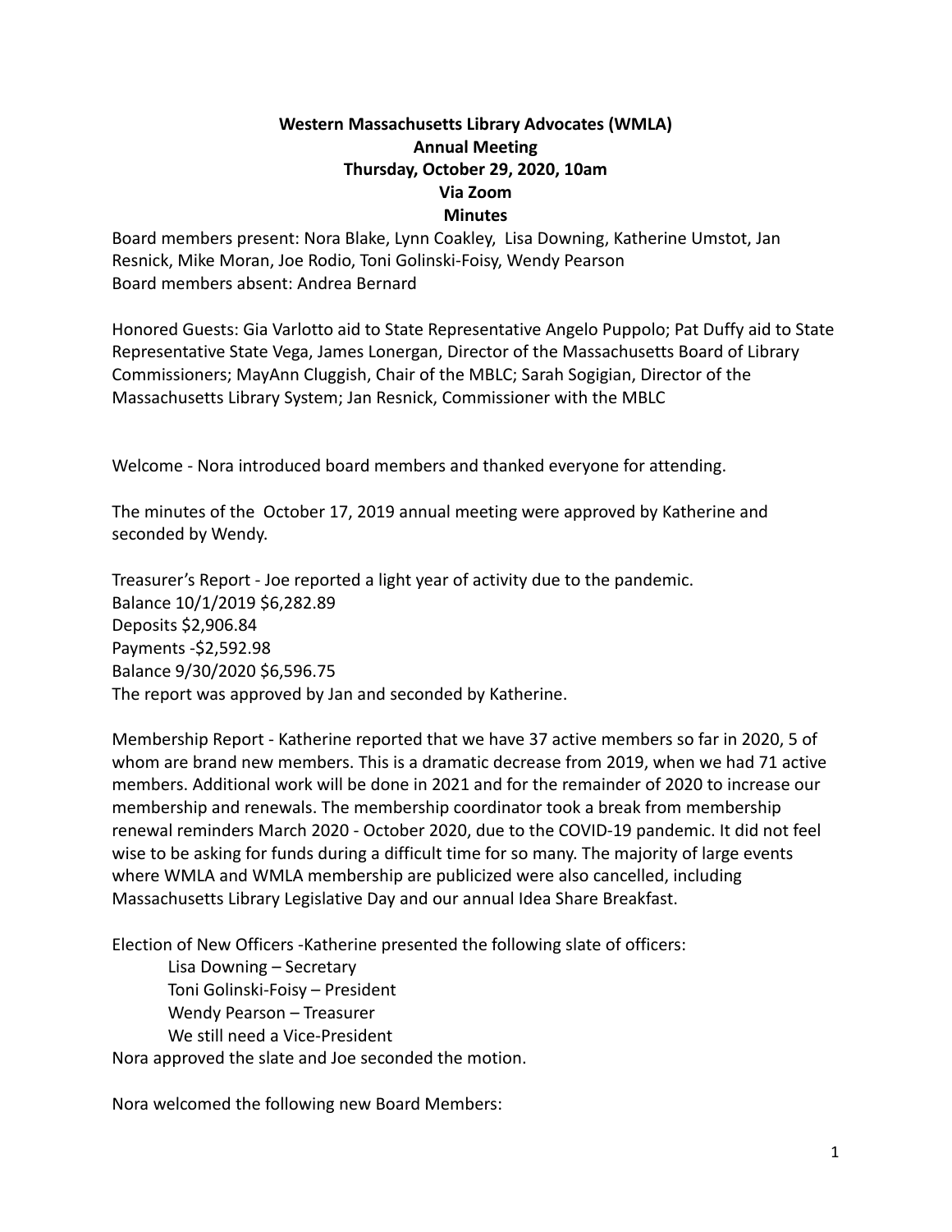**Western Massachusetts Library Advocates (WMLA)**
**Annual Meeting**
**Thursday, October 29, 2020, 10am**
**Via Zoom**
**Minutes**

Board members present: Nora Blake, Lynn Coakley, Lisa Downing, Katherine Umstot, Jan Resnick, Mike Moran, Joe Rodio, Toni Golinski-Foisy, Wendy Pearson
Board members absent: Andrea Bernard

Honored Guests: Gia Varlotto aid to State Representative Angelo Puppolo; Pat Duffy aid to State Representative State Vega, James Lonergan, Director of the Massachusetts Board of Library Commissioners; MayAnn Cluggish, Chair of the MBLC; Sarah Sogigian, Director of the Massachusetts Library System; Jan Resnick, Commissioner with the MBLC

Welcome - Nora introduced board members and thanked everyone for attending.

The minutes of the October 17, 2019 annual meeting were approved by Katherine and seconded by Wendy.

Treasurer's Report - Joe reported a light year of activity due to the pandemic.
Balance 10/1/2019 $6,282.89
Deposits $2,906.84
Payments -$2,592.98
Balance 9/30/2020 $6,596.75
The report was approved by Jan and seconded by Katherine.

Membership Report - Katherine reported that we have 37 active members so far in 2020, 5 of whom are brand new members. This is a dramatic decrease from 2019, when we had 71 active members. Additional work will be done in 2021 and for the remainder of 2020 to increase our membership and renewals. The membership coordinator took a break from membership renewal reminders March 2020 - October 2020, due to the COVID-19 pandemic. It did not feel wise to be asking for funds during a difficult time for so many. The majority of large events where WMLA and WMLA membership are publicized were also cancelled, including Massachusetts Library Legislative Day and our annual Idea Share Breakfast.

Election of New Officers -Katherine presented the following slate of officers:

- Lisa Downing – Secretary
- Toni Golinski-Foisy – President
- Wendy Pearson – Treasurer
- We still need a Vice-President

Nora approved the slate and Joe seconded the motion.

Nora welcomed the following new Board Members: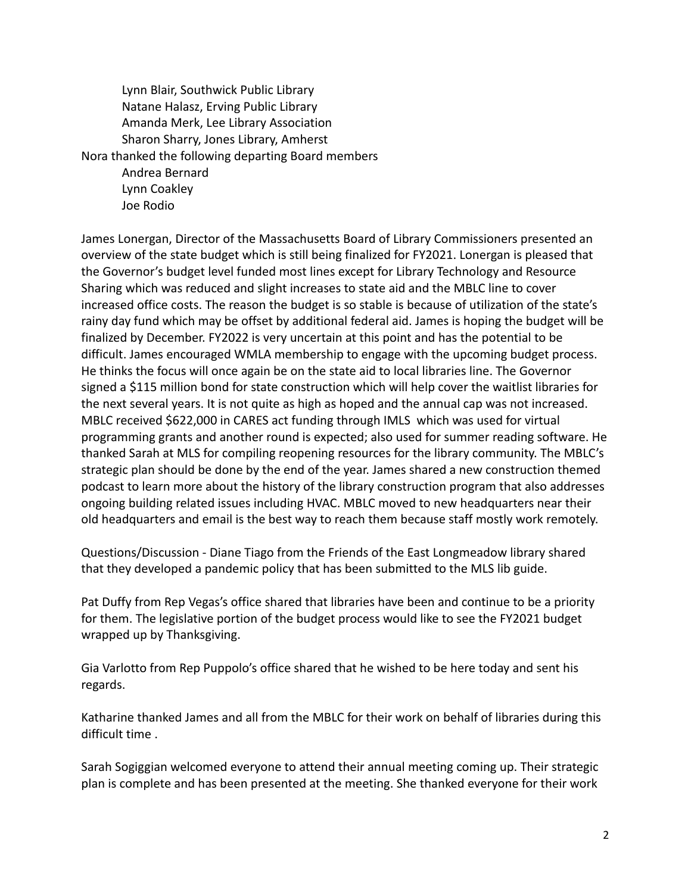Lynn Blair, Southwick Public Library
Natane Halasz, Erving Public Library
Amanda Merk, Lee Library Association
Sharon Sharry, Jones Library, Amherst

Nora thanked the following departing Board members

Andrea Bernard
Lynn Coakley
Joe Rodio

James Lonergan, Director of the Massachusetts Board of Library Commissioners presented an overview of the state budget which is still being finalized for FY2021. Lonergan is pleased that the Governor's budget level funded most lines except for Library Technology and Resource Sharing which was reduced and slight increases to state aid and the MBLC line to cover increased office costs. The reason the budget is so stable is because of utilization of the state's rainy day fund which may be offset by additional federal aid. James is hoping the budget will be finalized by December. FY2022 is very uncertain at this point and has the potential to be difficult. James encouraged WMLA membership to engage with the upcoming budget process. He thinks the focus will once again be on the state aid to local libraries line. The Governor signed a $115 million bond for state construction which will help cover the waitlist libraries for the next several years. It is not quite as high as hoped and the annual cap was not increased. MBLC received $622,000 in CARES act funding through IMLS which was used for virtual programming grants and another round is expected; also used for summer reading software. He thanked Sarah at MLS for compiling reopening resources for the library community. The MBLC's strategic plan should be done by the end of the year. James shared a new construction themed podcast to learn more about the history of the library construction program that also addresses ongoing building related issues including HVAC. MBLC moved to new headquarters near their old headquarters and email is the best way to reach them because staff mostly work remotely.

Questions/Discussion - Diane Tiago from the Friends of the East Longmeadow library shared that they developed a pandemic policy that has been submitted to the MLS lib guide.

Pat Duffy from Rep Vegas's office shared that libraries have been and continue to be a priority for them. The legislative portion of the budget process would like to see the FY2021 budget wrapped up by Thanksgiving.

Gia Varlotto from Rep Puppolo's office shared that he wished to be here today and sent his regards.

Katharine thanked James and all from the MBLC for their work on behalf of libraries during this difficult time .

Sarah Sogiggian welcomed everyone to attend their annual meeting coming up. Their strategic plan is complete and has been presented at the meeting. She thanked everyone for their work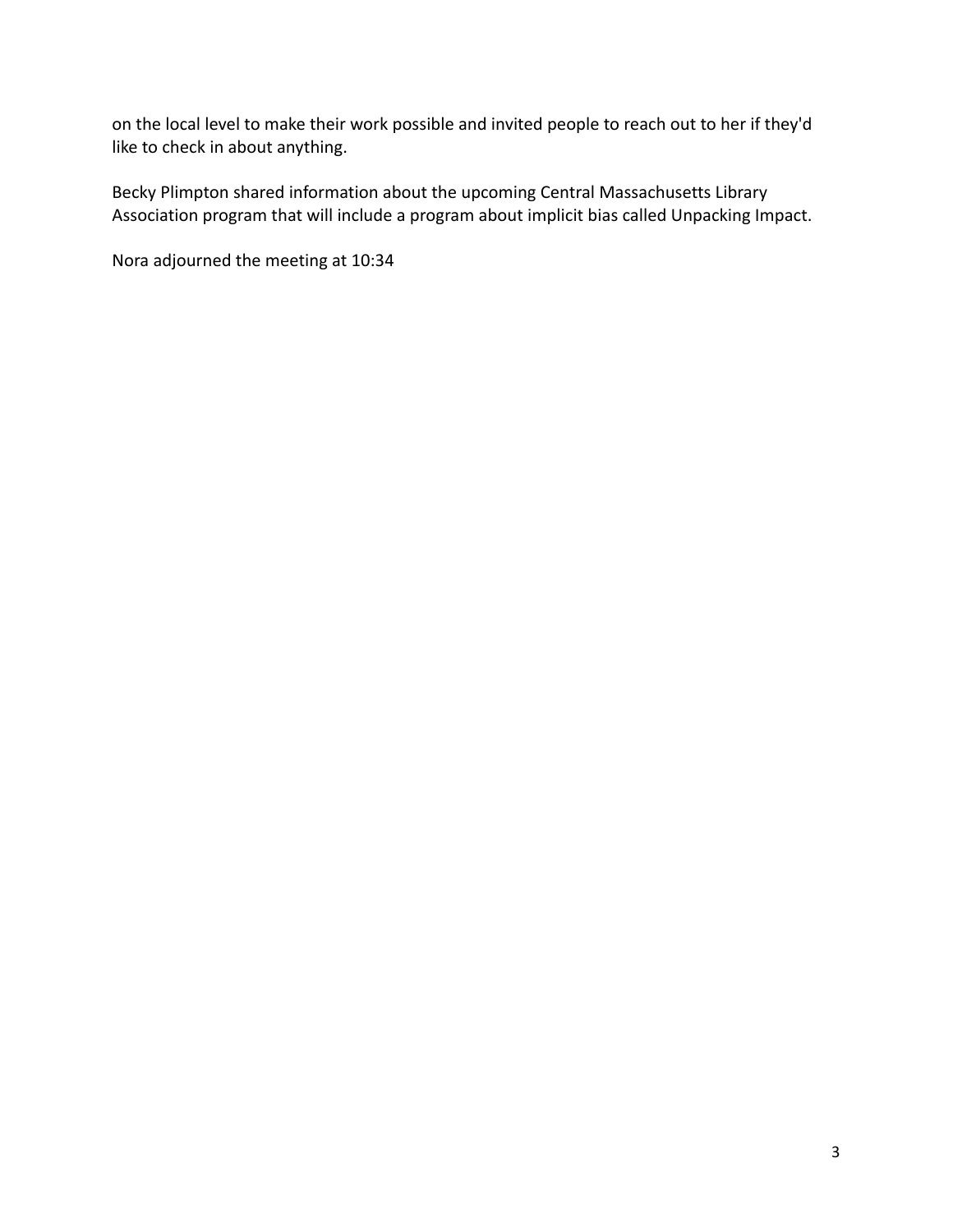on the local level to make their work possible and invited people to reach out to her if they'd like to check in about anything.

Becky Plimpton shared information about the upcoming Central Massachusetts Library Association program that will include a program about implicit bias called Unpacking Impact.

Nora adjourned the meeting at 10:34